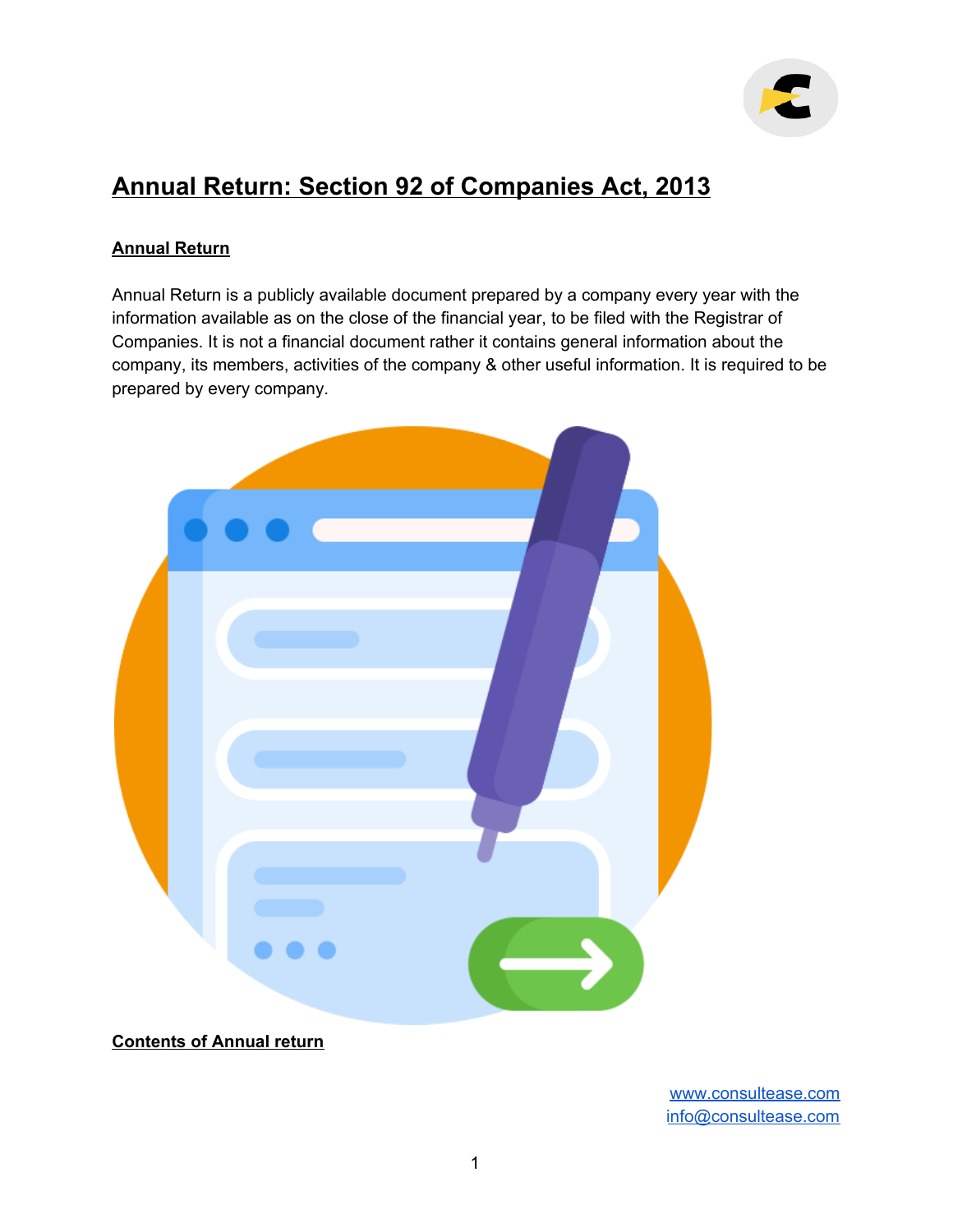# Annual Return: Section 92 of Companies Act, 2013

## Annual Return

Annual Return is a publicly available document prepared by a company every year with the information available as on the close of the financial year, to be filed with the Registrar of Companies. It is not a financial document rather it contains general information about the company, its members, activities of the company & other useful information. It is required to be prepared by every company.

## Contents of Annual return

www.consultease.com
info@consultease.com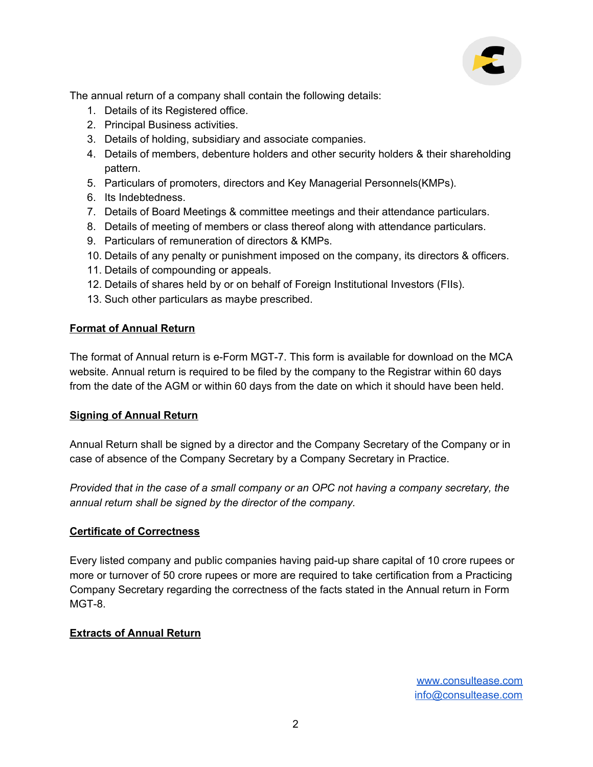The annual return of a company shall contain the following details:

1. Details of its Registered office.
2. Principal Business activities.
3. Details of holding, subsidiary and associate companies.
4. Details of members, debenture holders and other security holders & their shareholding pattern.
5. Particulars of promoters, directors and Key Managerial Personnels(KMPs).
6. Its Indebtedness.
7. Details of Board Meetings & committee meetings and their attendance particulars.
8. Details of meeting of members or class thereof along with attendance particulars.
9. Particulars of remuneration of directors & KMPs.
10. Details of any penalty or punishment imposed on the company, its directors & officers.
11. Details of compounding or appeals.
12. Details of shares held by or on behalf of Foreign Institutional Investors (FIIs).
13. Such other particulars as maybe prescribed.

**Format of Annual Return**

The format of Annual return is e-Form MGT-7. This form is available for download on the MCA website. Annual return is required to be filed by the company to the Registrar within 60 days from the date of the AGM or within 60 days from the date on which it should have been held.

**Signing of Annual Return**

Annual Return shall be signed by a director and the Company Secretary of the Company or in case of absence of the Company Secretary by a Company Secretary in Practice.

*Provided that in the case of a small company or an OPC not having a company secretary, the annual return shall be signed by the director of the company.*

**Certificate of Correctness**

Every listed company and public companies having paid-up share capital of 10 crore rupees or more or turnover of 50 crore rupees or more are required to take certification from a Practicing Company Secretary regarding the correctness of the facts stated in the Annual return in Form MGT-8.

**Extracts of Annual Return**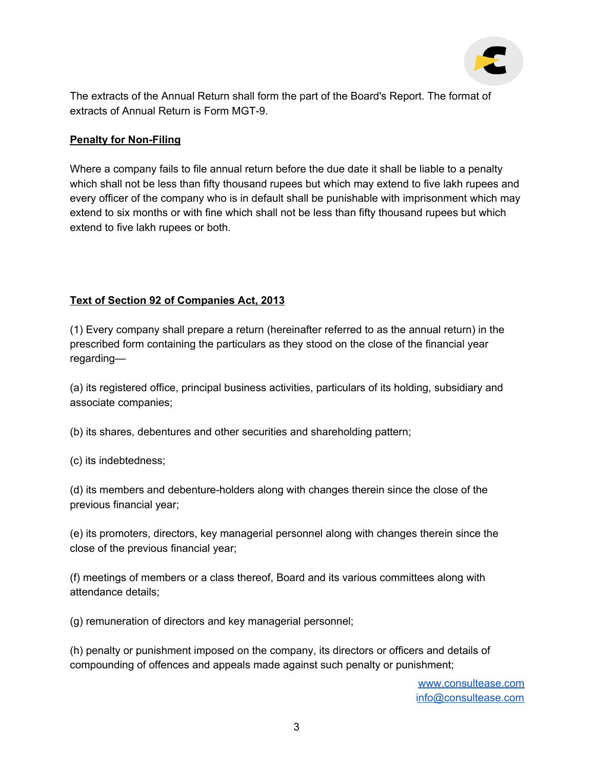The extracts of the Annual Return shall form the part of the Board's Report. The format of extracts of Annual Return is Form MGT-9.

## Penalty for Non-Filing

Where a company fails to file annual return before the due date it shall be liable to a penalty which shall not be less than fifty thousand rupees but which may extend to five lakh rupees and every officer of the company who is in default shall be punishable with imprisonment which may extend to six months or with fine which shall not be less than fifty thousand rupees but which extend to five lakh rupees or both.

## Text of Section 92 of Companies Act, 2013

(1) Every company shall prepare a return (hereinafter referred to as the annual return) in the prescribed form containing the particulars as they stood on the close of the financial year regarding—

(a) its registered office, principal business activities, particulars of its holding, subsidiary and associate companies;

(b) its shares, debentures and other securities and shareholding pattern;

(c) its indebtedness;

(d) its members and debenture-holders along with changes therein since the close of the previous financial year;

(e) its promoters, directors, key managerial personnel along with changes therein since the close of the previous financial year;

(f) meetings of members or a class thereof, Board and its various committees along with attendance details;

(g) remuneration of directors and key managerial personnel;

(h) penalty or punishment imposed on the company, its directors or officers and details of compounding of offences and appeals made against such penalty or punishment;

www.consultease.com
info@consultease.com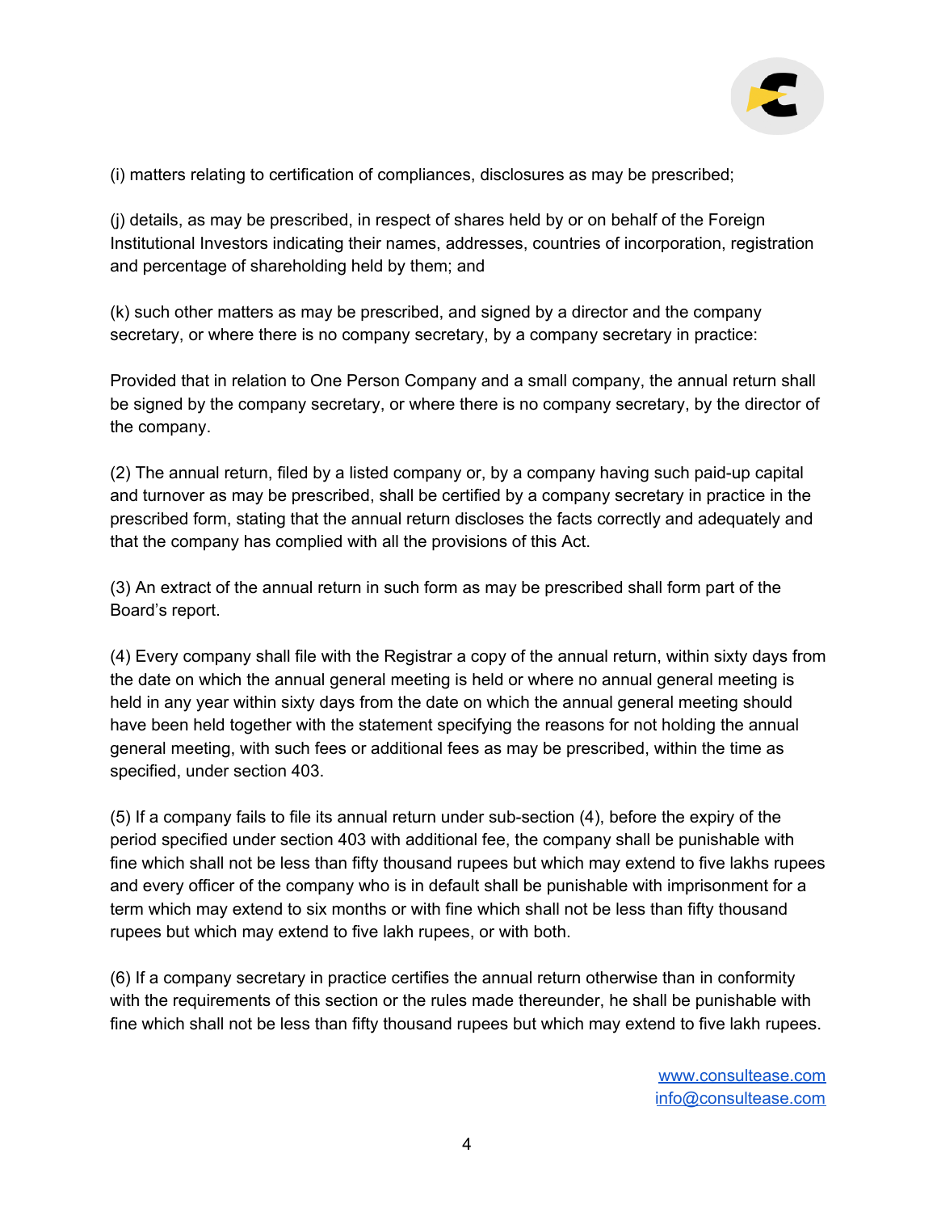(i) matters relating to certification of compliances, disclosures as may be prescribed;

(j) details, as may be prescribed, in respect of shares held by or on behalf of the Foreign Institutional Investors indicating their names, addresses, countries of incorporation, registration and percentage of shareholding held by them; and

(k) such other matters as may be prescribed, and signed by a director and the company secretary, or where there is no company secretary, by a company secretary in practice:

Provided that in relation to One Person Company and a small company, the annual return shall be signed by the company secretary, or where there is no company secretary, by the director of the company.

(2) The annual return, filed by a listed company or, by a company having such paid-up capital and turnover as may be prescribed, shall be certified by a company secretary in practice in the prescribed form, stating that the annual return discloses the facts correctly and adequately and that the company has complied with all the provisions of this Act.

(3) An extract of the annual return in such form as may be prescribed shall form part of the Board's report.

(4) Every company shall file with the Registrar a copy of the annual return, within sixty days from the date on which the annual general meeting is held or where no annual general meeting is held in any year within sixty days from the date on which the annual general meeting should have been held together with the statement specifying the reasons for not holding the annual general meeting, with such fees or additional fees as may be prescribed, within the time as specified, under section 403.

(5) If a company fails to file its annual return under sub-section (4), before the expiry of the period specified under section 403 with additional fee, the company shall be punishable with fine which shall not be less than fifty thousand rupees but which may extend to five lakhs rupees and every officer of the company who is in default shall be punishable with imprisonment for a term which may extend to six months or with fine which shall not be less than fifty thousand rupees but which may extend to five lakh rupees, or with both.

(6) If a company secretary in practice certifies the annual return otherwise than in conformity with the requirements of this section or the rules made thereunder, he shall be punishable with fine which shall not be less than fifty thousand rupees but which may extend to five lakh rupees.

www.consultease.com
info@consultease.com